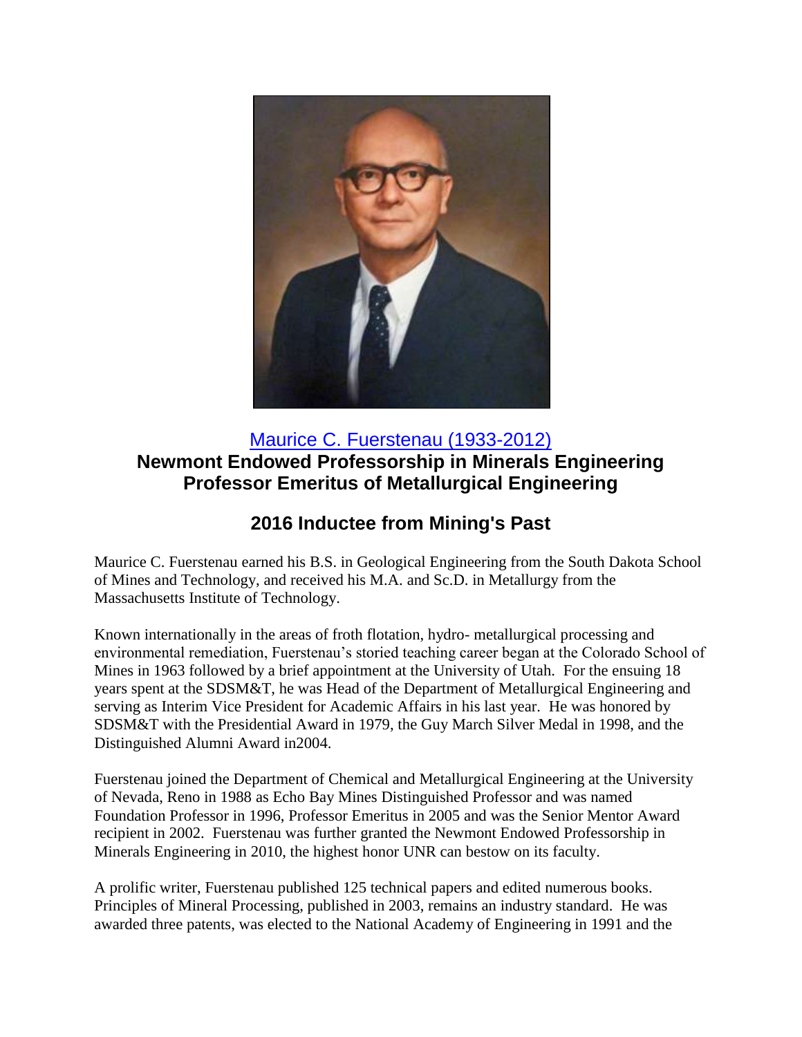# [Maurice C. Fuerstenau (1933-2012)]

## Newmont Endowed Professorship in Minerals Engineering
## Professor Emeritus of Metallurgical Engineering

## 2016 Inductee from Mining's Past

Maurice C. Fuerstenau earned his B.S. in Geological Engineering from the South Dakota School of Mines and Technology, and received his M.A. and Sc.D. in Metallurgy from the Massachusetts Institute of Technology.

Known internationally in the areas of froth flotation, hydro- metallurgical processing and environmental remediation, Fuerstenau's storied teaching career began at the Colorado School of Mines in 1963 followed by a brief appointment at the University of Utah. For the ensuing 18 years spent at the SDSM&T, he was Head of the Department of Metallurgical Engineering and serving as Interim Vice President for Academic Affairs in his last year. He was honored by SDSM&T with the Presidential Award in 1979, the Guy March Silver Medal in 1998, and the Distinguished Alumni Award in2004.

Fuerstenau joined the Department of Chemical and Metallurgical Engineering at the University of Nevada, Reno in 1988 as Echo Bay Mines Distinguished Professor and was named Foundation Professor in 1996, Professor Emeritus in 2005 and was the Senior Mentor Award recipient in 2002. Fuerstenau was further granted the Newmont Endowed Professorship in Minerals Engineering in 2010, the highest honor UNR can bestow on its faculty.

A prolific writer, Fuerstenau published 125 technical papers and edited numerous books. Principles of Mineral Processing, published in 2003, remains an industry standard. He was awarded three patents, was elected to the National Academy of Engineering in 1991 and the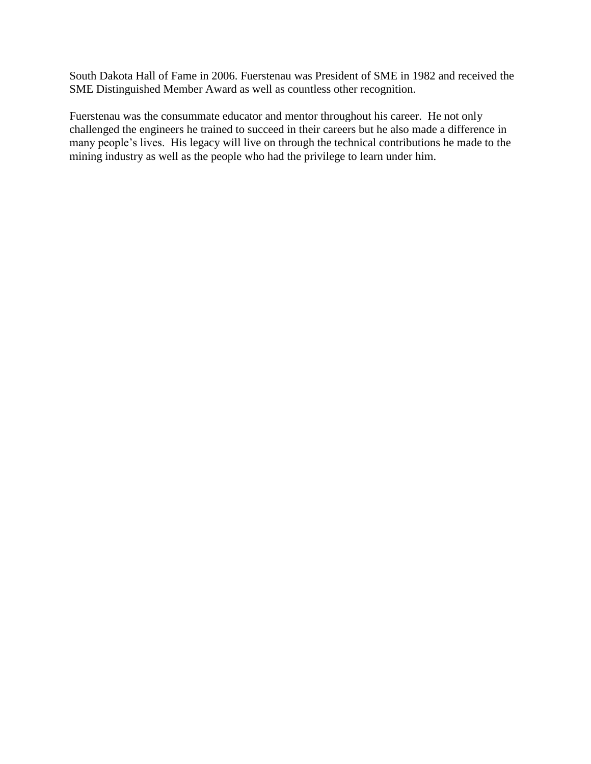South Dakota Hall of Fame in 2006. Fuerstenau was President of SME in 1982 and received the SME Distinguished Member Award as well as countless other recognition.

Fuerstenau was the consummate educator and mentor throughout his career. He not only challenged the engineers he trained to succeed in their careers but he also made a difference in many people's lives. His legacy will live on through the technical contributions he made to the mining industry as well as the people who had the privilege to learn under him.